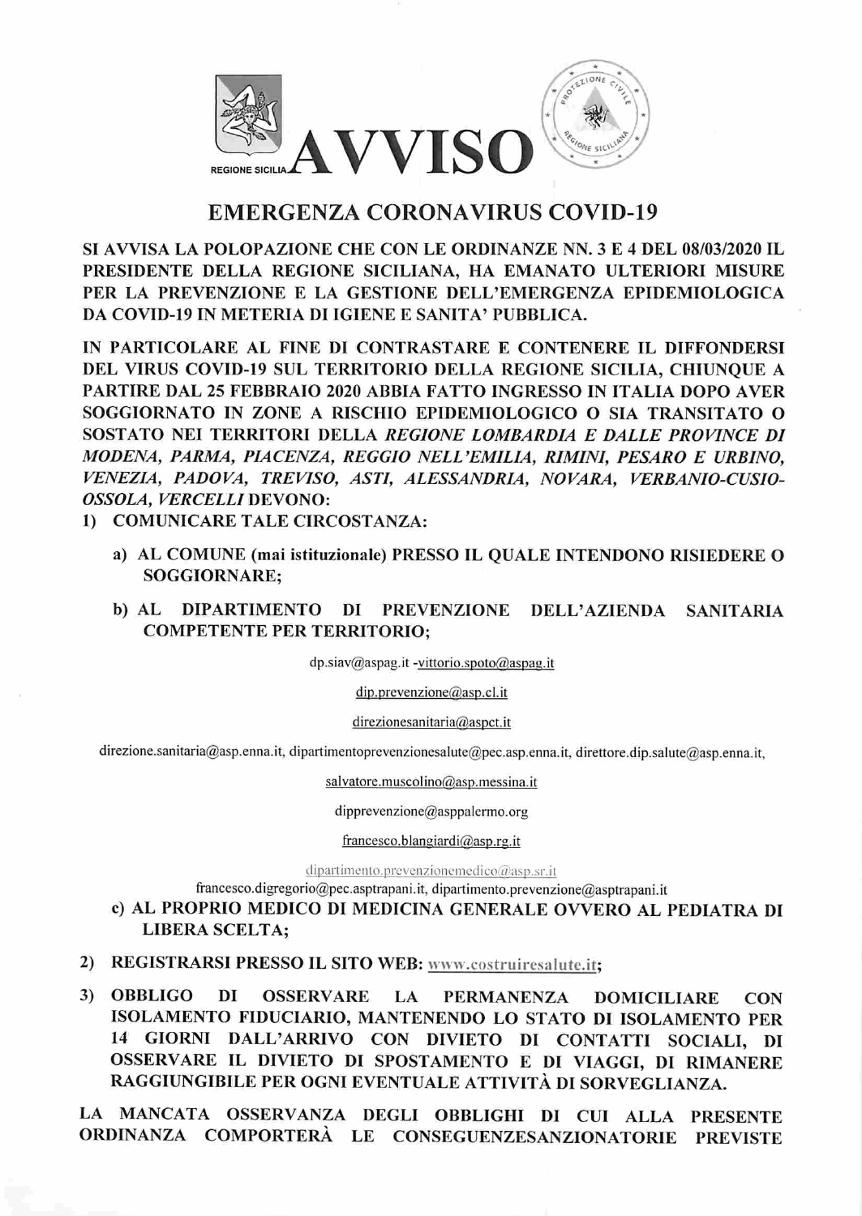REGIONE SICILIA

# AVVISO

## EMERGENZA CORONAVIRUS COVID-19

**SI AVVISA LA POLOPAZIONE CHE CON LE ORDINANZE NN. 3 E 4 DEL 08/03/2020 IL PRESIDENTE DELLA REGIONE SICILIANA, HA EMANATO ULTERIORI MISURE PER LA PREVENZIONE E LA GESTIONE DELL'EMERGENZA EPIDEMIOLOGICA DA COVID-19 IN METERIA DI IGIENE E SANITA' PUBBLICA.**

**IN PARTICOLARE AL FINE DI CONTRASTARE E CONTENERE IL DIFFONDERSI DEL VIRUS COVID-19 SUL TERRITORIO DELLA REGIONE SICILIA, CHIUNQUE A PARTIRE DAL 25 FEBBRAIO 2020 ABBIA FATTO INGRESSO IN ITALIA DOPO AVER SOGGIORNATO IN ZONE A RISCHIO EPIDEMIOLOGICO O SIA TRANSITATO O SOSTATO NEI TERRITORI DELLA *REGIONE LOMBARDIA E DALLE PROVINCE DI MODENA, PARMA, PIACENZA, REGGIO NELL'EMILIA, RIMINI, PESARO E URBINO, VENEZIA, PADOVA, TREVISO, ASTI, ALESSANDRIA, NOVARA, VERBANIO-CUSIO-OSSOLA, VERCELLI* DEVONO:**

1) **COMUNICARE TALE CIRCOSTANZA:**
   - a) **AL COMUNE (mai istituzionale) PRESSO IL QUALE INTENDONO RISIEDERE O SOGGIORNARE;**
   - b) **AL DIPARTIMENTO DI PREVENZIONE DELL'AZIENDA SANITARIA COMPETENTE PER TERRITORIO;**

     dp.siav@aspag.it -vittorio.spoto@aspag.it

     dip.prevenzione@asp.cl.it

     direzionesanitaria@aspct.it

     direzione.sanitaria@asp.enna.it, dipartimentoprevenzionesalute@pec.asp.enna.it, direttore.dip.salute@asp.enna.it,

     salvatore.muscolino@asp.messina.it

     dipprevenzione@asppalermo.org

     francesco.blangiardi@asp.rg.it

     dipartimento.prevenzionemedico@asp.sr.it

     francesco.digregorio@pec.asptrapani.it, dipartimento.prevenzione@asptrapani.it
   - c) **AL PROPRIO MEDICO DI MEDICINA GENERALE OVVERO AL PEDIATRA DI LIBERA SCELTA;**

2) **REGISTRARSI PRESSO IL SITO WEB:** www.costruiresalute.it;

3) **OBBLIGO DI OSSERVARE LA PERMANENZA DOMICILIARE CON ISOLAMENTO FIDUCIARIO, MANTENENDO LO STATO DI ISOLAMENTO PER 14 GIORNI DALL'ARRIVO CON DIVIETO DI CONTATTI SOCIALI, DI OSSERVARE IL DIVIETO DI SPOSTAMENTO E DI VIAGGI, DI RIMANERE RAGGIUNGIBILE PER OGNI EVENTUALE ATTIVITÀ DI SORVEGLIANZA.**

**LA MANCATA OSSERVANZA DEGLI OBBLIGHI DI CUI ALLA PRESENTE ORDINANZA COMPORTERÀ LE CONSEGUENZESANZIONATORIE PREVISTE**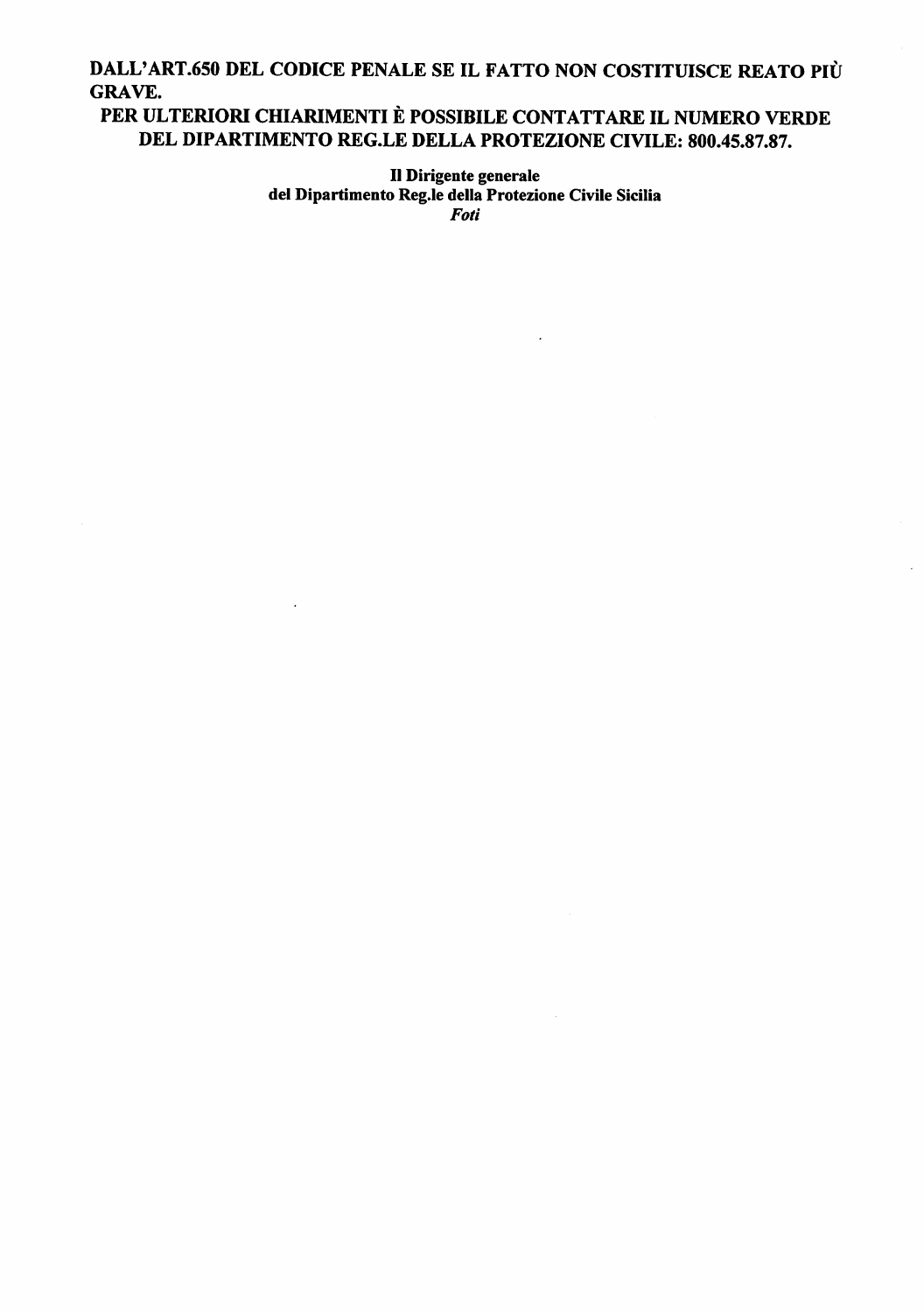**DALL'ART.650 DEL CODICE PENALE SE IL FATTO NON COSTITUISCE REATO PIÙ GRAVE.**

**PER ULTERIORI CHIARIMENTI È POSSIBILE CONTATTARE IL NUMERO VERDE DEL DIPARTIMENTO REG.LE DELLA PROTEZIONE CIVILE: 800.45.87.87.**

**Il Dirigente generale**
**del Dipartimento Reg.le della Protezione Civile Sicilia**
***Foti***